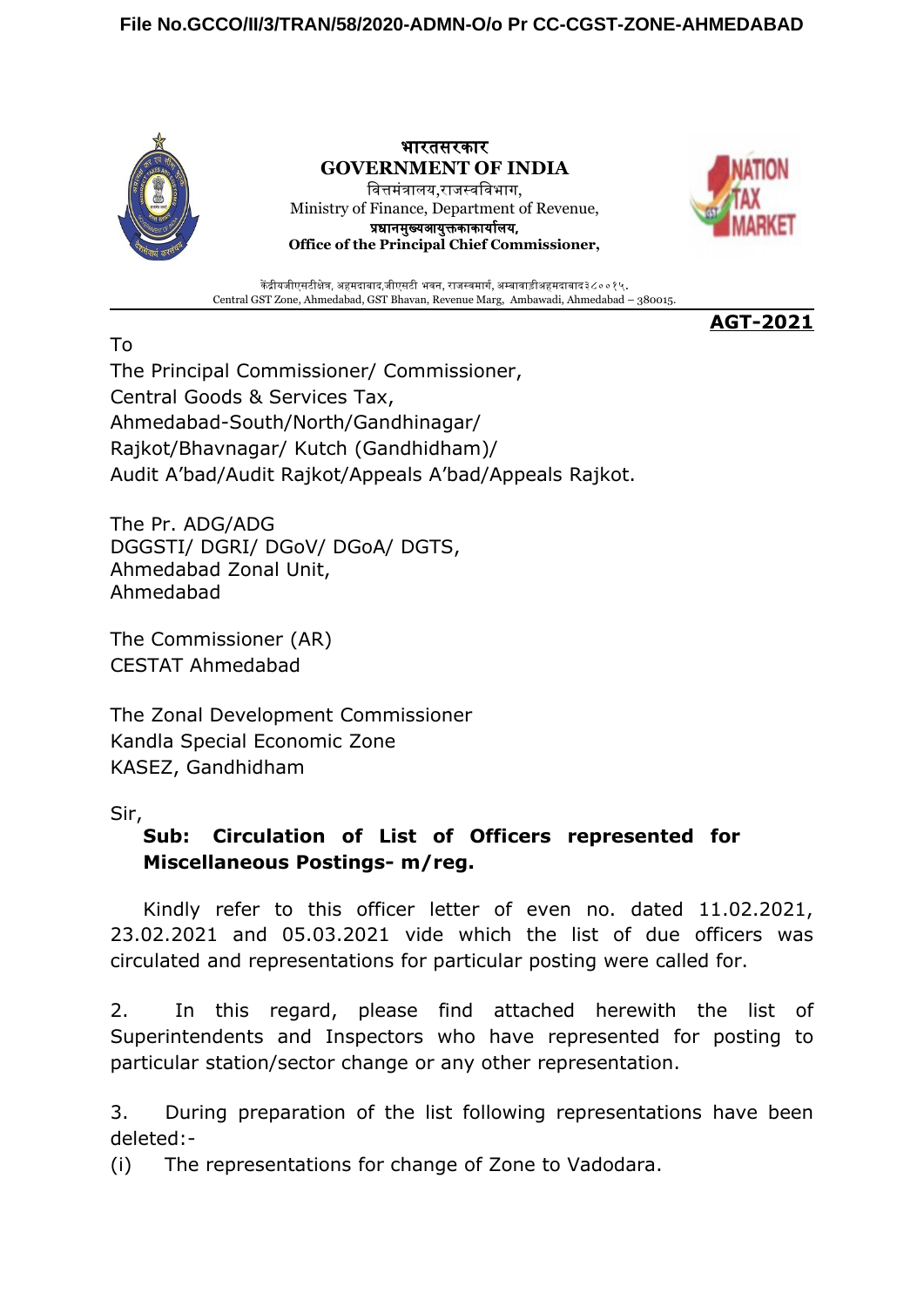File No.GCCO/II/3/TRAN/58/2020-ADMN-O/o Pr CC-CGST-ZONE-AHMEDABAD

**भारतसरकार**
**GOVERNMENT OF INDIA**
वित्तमंत्रालय,राजस्वविभाग,
Ministry of Finance, Department of Revenue,
**प्रधानमुख्यआयुक्तकाकार्यालय,**
**Office of the Principal Chief Commissioner,**

केंद्रीयजीएसटीक्षेत्र, अहमदाबाद,जीएसटी भवन, राजस्वमार्ग, अम्बावाड़ीअहमदाबाद३८००१५.
Central GST Zone, Ahmedabad, GST Bhavan, Revenue Marg, Ambawadi, Ahmedabad – 380015.

**AGT-2021**

To
The Principal Commissioner/ Commissioner,
Central Goods & Services Tax,
Ahmedabad-South/North/Gandhinagar/
Rajkot/Bhavnagar/ Kutch (Gandhidham)/
Audit A'bad/Audit Rajkot/Appeals A'bad/Appeals Rajkot.

The Pr. ADG/ADG
DGGSTI/ DGRI/ DGoV/ DGoA/ DGTS,
Ahmedabad Zonal Unit,
Ahmedabad

The Commissioner (AR)
CESTAT Ahmedabad

The Zonal Development Commissioner
Kandla Special Economic Zone
KASEZ, Gandhidham

Sir,

**Sub: Circulation of List of Officers represented for Miscellaneous Postings- m/reg.**

Kindly refer to this officer letter of even no. dated 11.02.2021, 23.02.2021 and 05.03.2021 vide which the list of due officers was circulated and representations for particular posting were called for.

2. In this regard, please find attached herewith the list of Superintendents and Inspectors who have represented for posting to particular station/sector change or any other representation.

3. During preparation of the list following representations have been deleted:-

(i) The representations for change of Zone to Vadodara.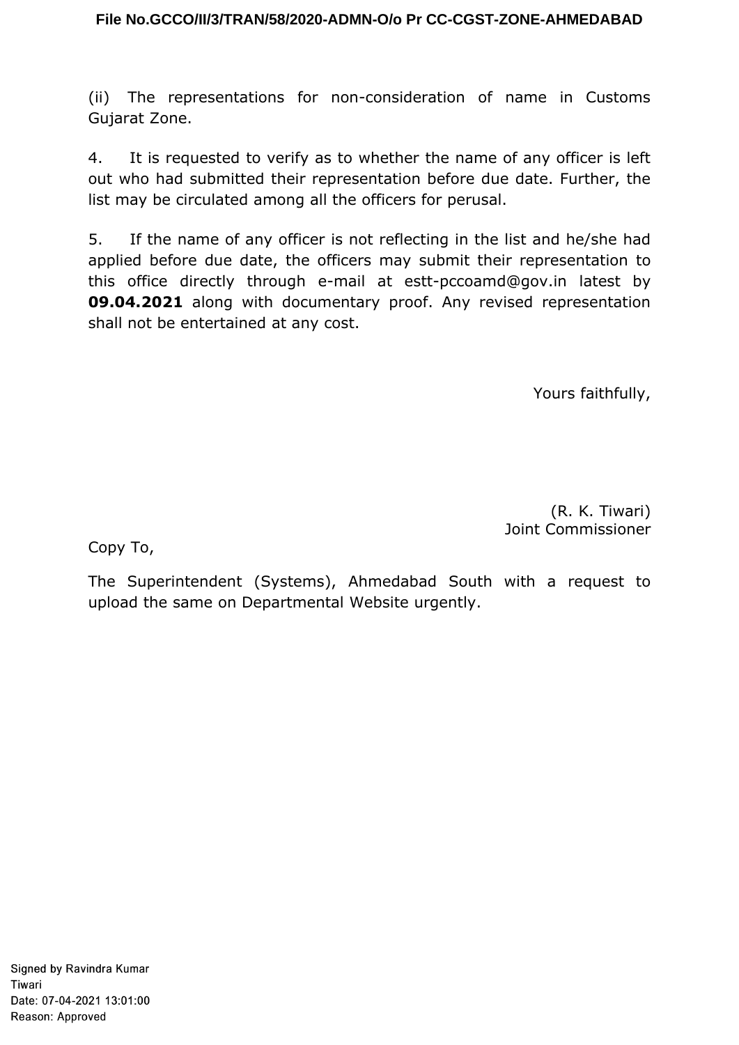(ii) The representations for non-consideration of name in Customs Gujarat Zone.

4. It is requested to verify as to whether the name of any officer is left out who had submitted their representation before due date. Further, the list may be circulated among all the officers for perusal.

5. If the name of any officer is not reflecting in the list and he/she had applied before due date, the officers may submit their representation to this office directly through e-mail at estt-pccoamd@gov.in latest by **09.04.2021** along with documentary proof. Any revised representation shall not be entertained at any cost.

Yours faithfully,

(R. K. Tiwari)
Joint Commissioner

Copy To,

The Superintendent (Systems), Ahmedabad South with a request to upload the same on Departmental Website urgently.

Signed by Ravindra Kumar Tiwari
Date: 07-04-2021 13:01:00
Reason: Approved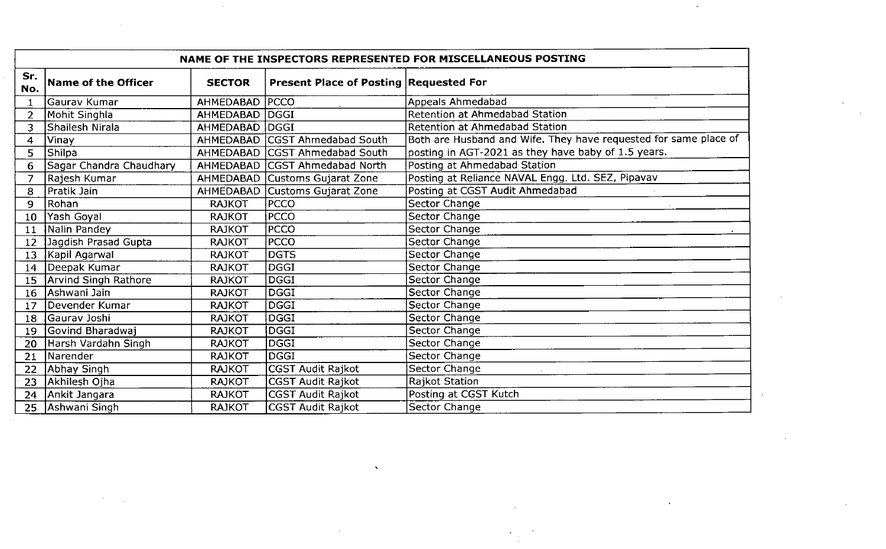| NAME OF THE INSPECTORS REPRESENTED FOR MISCELLANEOUS POSTING | | | | |
|---|---|---|---|---|
| **Sr. No.** | **Name of the Officer** | **SECTOR** | **Present Place of Posting** | **Requested For** |
| 1 | Gaurav Kumar | AHMEDABAD | PCCO | Appeals Ahmedabad |
| 2 | Mohit Singhla | AHMEDABAD | DGGI | Retention at Ahmedabad Station |
| 3 | Shailesh Nirala | AHMEDABAD | DGGI | Retention at Ahmedabad Station |
| 4 | Vinay | AHMEDABAD | CGST Ahmedabad South | Both are Husband and Wife. They have requested for same place of posting in AGT-2021 as they have baby of 1.5 years. |
| 5 | Shilpa | AHMEDABAD | CGST Ahmedabad South | |
| 6 | Sagar Chandra Chaudhary | AHMEDABAD | CGST Ahmedabad North | Posting at Ahmedabad Station |
| 7 | Rajesh Kumar | AHMEDABAD | Customs Gujarat Zone | Posting at Reliance NAVAL Engg. Ltd. SEZ, Pipavav |
| 8 | Pratik Jain | AHMEDABAD | Customs Gujarat Zone | Posting at CGST Audit Ahmedabad |
| 9 | Rohan | RAJKOT | PCCO | Sector Change |
| 10 | Yash Goyal | RAJKOT | PCCO | Sector Change |
| 11 | Nalin Pandey | RAJKOT | PCCO | Sector Change |
| 12 | Jagdish Prasad Gupta | RAJKOT | PCCO | Sector Change |
| 13 | Kapil Agarwal | RAJKOT | DGTS | Sector Change |
| 14 | Deepak Kumar | RAJKOT | DGGI | Sector Change |
| 15 | Arvind Singh Rathore | RAJKOT | DGGI | Sector Change |
| 16 | Ashwani Jain | RAJKOT | DGGI | Sector Change |
| 17 | Devender Kumar | RAJKOT | DGGI | Sector Change |
| 18 | Gaurav Joshi | RAJKOT | DGGI | Sector Change |
| 19 | Govind Bharadwaj | RAJKOT | DGGI | Sector Change |
| 20 | Harsh Vardahn Singh | RAJKOT | DGGI | Sector Change |
| 21 | Narender | RAJKOT | DGGI | Sector Change |
| 22 | Abhay Singh | RAJKOT | CGST Audit Rajkot | Sector Change |
| 23 | Akhilesh Ojha | RAJKOT | CGST Audit Rajkot | Rajkot Station |
| 24 | Ankit Jangara | RAJKOT | CGST Audit Rajkot | Posting at CGST Kutch |
| 25 | Ashwani Singh | RAJKOT | CGST Audit Rajkot | Sector Change |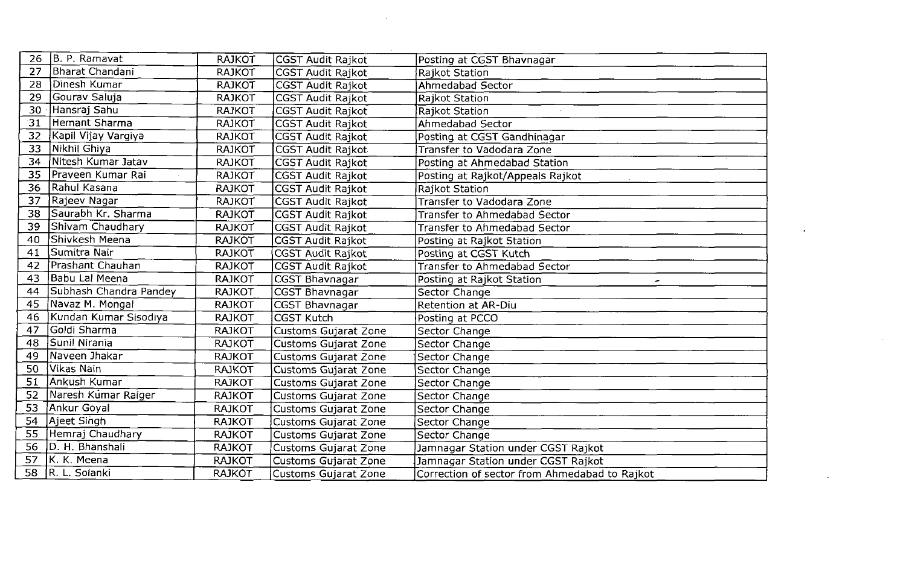| | | | | |
|---|---|---|---|---|
| 26 | B. P. Ramavat | RAJKOT | CGST Audit Rajkot | Posting at CGST Bhavnagar |
| 27 | Bharat Chandani | RAJKOT | CGST Audit Rajkot | Rajkot Station |
| 28 | Dinesh Kumar | RAJKOT | CGST Audit Rajkot | Ahmedabad Sector |
| 29 | Gourav Saluja | RAJKOT | CGST Audit Rajkot | Rajkot Station |
| 30 | Hansraj Sahu | RAJKOT | CGST Audit Rajkot | Rajkot Station |
| 31 | Hemant Sharma | RAJKOT | CGST Audit Rajkot | Ahmedabad Sector |
| 32 | Kapil Vijay Vargiya | RAJKOT | CGST Audit Rajkot | Posting at CGST Gandhinagar |
| 33 | Nikhil Ghiya | RAJKOT | CGST Audit Rajkot | Transfer to Vadodara Zone |
| 34 | Nitesh Kumar Jatav | RAJKOT | CGST Audit Rajkot | Posting at Ahmedabad Station |
| 35 | Praveen Kumar Rai | RAJKOT | CGST Audit Rajkot | Posting at Rajkot/Appeals Rajkot |
| 36 | Rahul Kasana | RAJKOT | CGST Audit Rajkot | Rajkot Station |
| 37 | Rajeev Nagar | RAJKOT | CGST Audit Rajkot | Transfer to Vadodara Zone |
| 38 | Saurabh Kr. Sharma | RAJKOT | CGST Audit Rajkot | Transfer to Ahmedabad Sector |
| 39 | Shivam Chaudhary | RAJKOT | CGST Audit Rajkot | Transfer to Ahmedabad Sector |
| 40 | Shivkesh Meena | RAJKOT | CGST Audit Rajkot | Posting at Rajkot Station |
| 41 | Sumitra Nair | RAJKOT | CGST Audit Rajkot | Posting at CGST Kutch |
| 42 | Prashant Chauhan | RAJKOT | CGST Audit Rajkot | Transfer to Ahmedabad Sector |
| 43 | Babu Lal Meena | RAJKOT | CGST Bhavnagar | Posting at Rajkot Station |
| 44 | Subhash Chandra Pandey | RAJKOT | CGST Bhavnagar | Sector Change |
| 45 | Navaz M. Mongal | RAJKOT | CGST Bhavnagar | Retention at AR-Diu |
| 46 | Kundan Kumar Sisodiya | RAJKOT | CGST Kutch | Posting at PCCO |
| 47 | Goldi Sharma | RAJKOT | Customs Gujarat Zone | Sector Change |
| 48 | Sunil Nirania | RAJKOT | Customs Gujarat Zone | Sector Change |
| 49 | Naveen Jhakar | RAJKOT | Customs Gujarat Zone | Sector Change |
| 50 | Vikas Nain | RAJKOT | Customs Gujarat Zone | Sector Change |
| 51 | Ankush Kumar | RAJKOT | Customs Gujarat Zone | Sector Change |
| 52 | Naresh Kumar Raiger | RAJKOT | Customs Gujarat Zone | Sector Change |
| 53 | Ankur Goyal | RAJKOT | Customs Gujarat Zone | Sector Change |
| 54 | Ajeet Singh | RAJKOT | Customs Gujarat Zone | Sector Change |
| 55 | Hemraj Chaudhary | RAJKOT | Customs Gujarat Zone | Sector Change |
| 56 | D. H. Bhanshali | RAJKOT | Customs Gujarat Zone | Jamnagar Station under CGST Rajkot |
| 57 | K. K. Meena | RAJKOT | Customs Gujarat Zone | Jamnagar Station under CGST Rajkot |
| 58 | R. L. Solanki | RAJKOT | Customs Gujarat Zone | Correction of sector from Ahmedabad to Rajkot |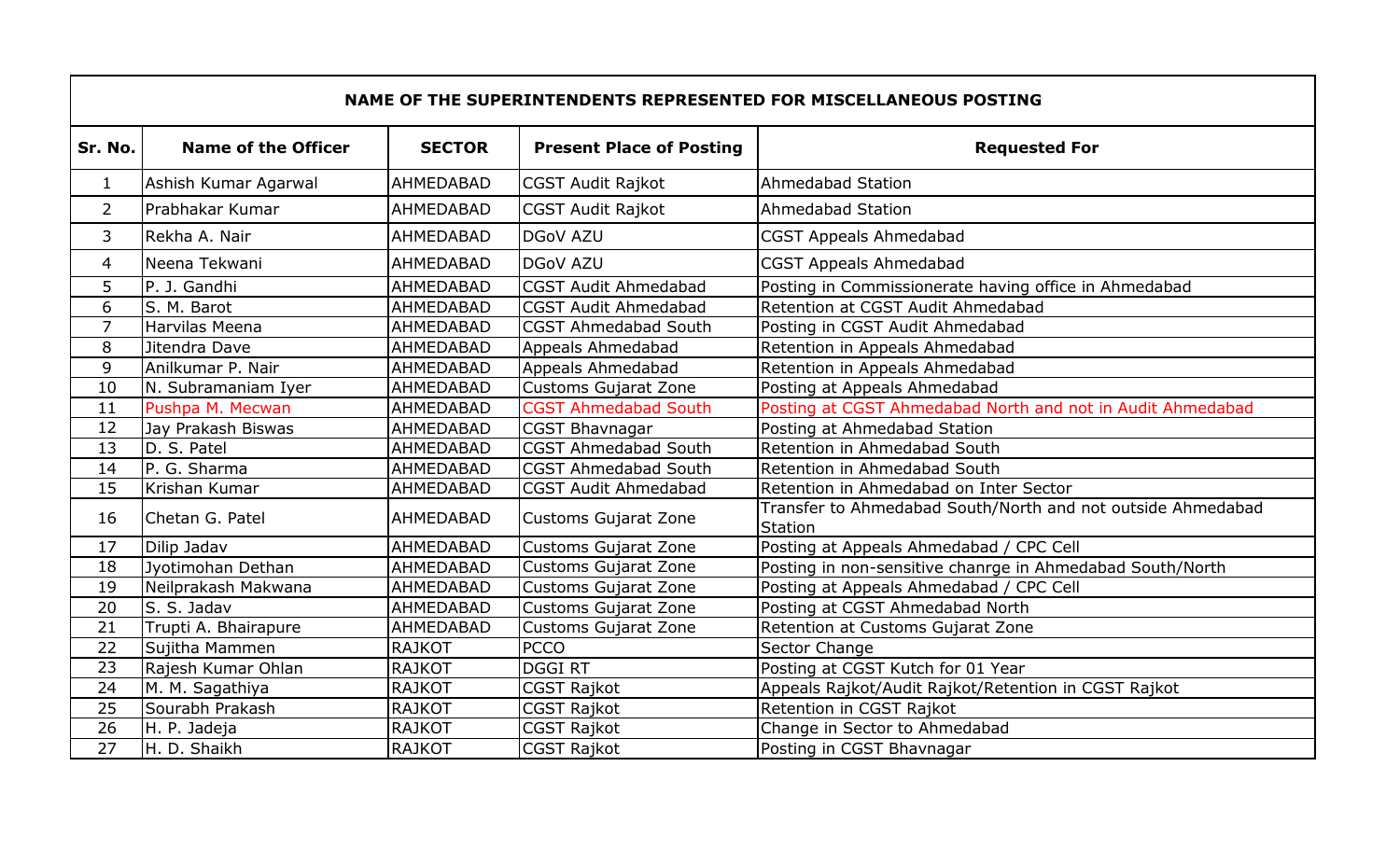| NAME OF THE SUPERINTENDENTS REPRESENTED FOR MISCELLANEOUS POSTING | | | | |
|---|---|---|---|---|
| **Sr. No.** | **Name of the Officer** | **SECTOR** | **Present Place of Posting** | **Requested For** |
| 1 | Ashish Kumar Agarwal | AHMEDABAD | CGST Audit Rajkot | Ahmedabad Station |
| 2 | Prabhakar Kumar | AHMEDABAD | CGST Audit Rajkot | Ahmedabad Station |
| 3 | Rekha A. Nair | AHMEDABAD | DGoV AZU | CGST Appeals Ahmedabad |
| 4 | Neena Tekwani | AHMEDABAD | DGoV AZU | CGST Appeals Ahmedabad |
| 5 | P. J. Gandhi | AHMEDABAD | CGST Audit Ahmedabad | Posting in Commissionerate having office in Ahmedabad |
| 6 | S. M. Barot | AHMEDABAD | CGST Audit Ahmedabad | Retention at CGST Audit Ahmedabad |
| 7 | Harvilas Meena | AHMEDABAD | CGST Ahmedabad South | Posting in CGST Audit Ahmedabad |
| 8 | Jitendra Dave | AHMEDABAD | Appeals Ahmedabad | Retention in Appeals Ahmedabad |
| 9 | Anilkumar P. Nair | AHMEDABAD | Appeals Ahmedabad | Retention in Appeals Ahmedabad |
| 10 | N. Subramaniam Iyer | AHMEDABAD | Customs Gujarat Zone | Posting at Appeals Ahmedabad |
| 11 | Pushpa M. Mecwan | AHMEDABAD | CGST Ahmedabad South | Posting at CGST Ahmedabad North and not in Audit Ahmedabad |
| 12 | Jay Prakash Biswas | AHMEDABAD | CGST Bhavnagar | Posting at Ahmedabad Station |
| 13 | D. S. Patel | AHMEDABAD | CGST Ahmedabad South | Retention in Ahmedabad South |
| 14 | P. G. Sharma | AHMEDABAD | CGST Ahmedabad South | Retention in Ahmedabad South |
| 15 | Krishan Kumar | AHMEDABAD | CGST Audit Ahmedabad | Retention in Ahmedabad on Inter Sector |
| 16 | Chetan G. Patel | AHMEDABAD | Customs Gujarat Zone | Transfer to Ahmedabad South/North and not outside Ahmedabad Station |
| 17 | Dilip Jadav | AHMEDABAD | Customs Gujarat Zone | Posting at Appeals Ahmedabad / CPC Cell |
| 18 | Jyotimohan Dethan | AHMEDABAD | Customs Gujarat Zone | Posting in non-sensitive chanrge in Ahmedabad South/North |
| 19 | Neilprakash Makwana | AHMEDABAD | Customs Gujarat Zone | Posting at Appeals Ahmedabad / CPC Cell |
| 20 | S. S. Jadav | AHMEDABAD | Customs Gujarat Zone | Posting at CGST Ahmedabad North |
| 21 | Trupti A. Bhairapure | AHMEDABAD | Customs Gujarat Zone | Retention at Customs Gujarat Zone |
| 22 | Sujitha Mammen | RAJKOT | PCCO | Sector Change |
| 23 | Rajesh Kumar Ohlan | RAJKOT | DGGI RT | Posting at CGST Kutch for 01 Year |
| 24 | M. M. Sagathiya | RAJKOT | CGST Rajkot | Appeals Rajkot/Audit Rajkot/Retention in CGST Rajkot |
| 25 | Sourabh Prakash | RAJKOT | CGST Rajkot | Retention in CGST Rajkot |
| 26 | H. P. Jadeja | RAJKOT | CGST Rajkot | Change in Sector to Ahmedabad |
| 27 | H. D. Shaikh | RAJKOT | CGST Rajkot | Posting in CGST Bhavnagar |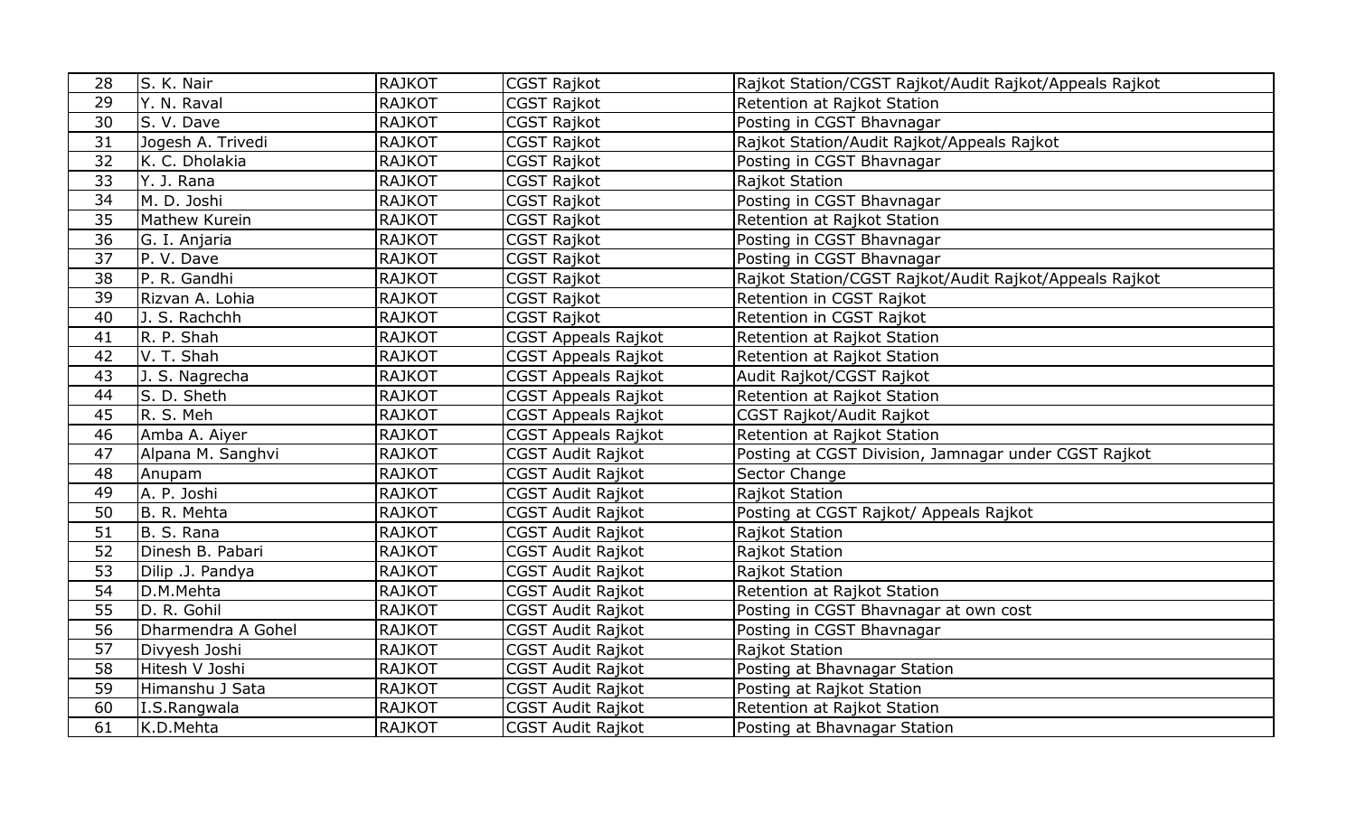| 28 | S. K. Nair | RAJKOT | CGST Rajkot | Rajkot Station/CGST Rajkot/Audit Rajkot/Appeals Rajkot |
|---|---|---|---|---|
| 29 | Y. N. Raval | RAJKOT | CGST Rajkot | Retention at Rajkot Station |
| 30 | S. V. Dave | RAJKOT | CGST Rajkot | Posting in CGST Bhavnagar |
| 31 | Jogesh A. Trivedi | RAJKOT | CGST Rajkot | Rajkot Station/Audit Rajkot/Appeals Rajkot |
| 32 | K. C. Dholakia | RAJKOT | CGST Rajkot | Posting in CGST Bhavnagar |
| 33 | Y. J. Rana | RAJKOT | CGST Rajkot | Rajkot Station |
| 34 | M. D. Joshi | RAJKOT | CGST Rajkot | Posting in CGST Bhavnagar |
| 35 | Mathew Kurein | RAJKOT | CGST Rajkot | Retention at Rajkot Station |
| 36 | G. I. Anjaria | RAJKOT | CGST Rajkot | Posting in CGST Bhavnagar |
| 37 | P. V. Dave | RAJKOT | CGST Rajkot | Posting in CGST Bhavnagar |
| 38 | P. R. Gandhi | RAJKOT | CGST Rajkot | Rajkot Station/CGST Rajkot/Audit Rajkot/Appeals Rajkot |
| 39 | Rizvan A. Lohia | RAJKOT | CGST Rajkot | Retention in CGST Rajkot |
| 40 | J. S. Rachchh | RAJKOT | CGST Rajkot | Retention in CGST Rajkot |
| 41 | R. P. Shah | RAJKOT | CGST Appeals Rajkot | Retention at Rajkot Station |
| 42 | V. T. Shah | RAJKOT | CGST Appeals Rajkot | Retention at Rajkot Station |
| 43 | J. S. Nagrecha | RAJKOT | CGST Appeals Rajkot | Audit Rajkot/CGST Rajkot |
| 44 | S. D. Sheth | RAJKOT | CGST Appeals Rajkot | Retention at Rajkot Station |
| 45 | R. S. Meh | RAJKOT | CGST Appeals Rajkot | CGST Rajkot/Audit Rajkot |
| 46 | Amba A. Aiyer | RAJKOT | CGST Appeals Rajkot | Retention at Rajkot Station |
| 47 | Alpana M. Sanghvi | RAJKOT | CGST Audit Rajkot | Posting at CGST Division, Jamnagar under CGST Rajkot |
| 48 | Anupam | RAJKOT | CGST Audit Rajkot | Sector Change |
| 49 | A. P. Joshi | RAJKOT | CGST Audit Rajkot | Rajkot Station |
| 50 | B. R. Mehta | RAJKOT | CGST Audit Rajkot | Posting at CGST Rajkot/ Appeals Rajkot |
| 51 | B. S. Rana | RAJKOT | CGST Audit Rajkot | Rajkot Station |
| 52 | Dinesh B. Pabari | RAJKOT | CGST Audit Rajkot | Rajkot Station |
| 53 | Dilip .J. Pandya | RAJKOT | CGST Audit Rajkot | Rajkot Station |
| 54 | D.M.Mehta | RAJKOT | CGST Audit Rajkot | Retention at Rajkot Station |
| 55 | D. R. Gohil | RAJKOT | CGST Audit Rajkot | Posting in CGST Bhavnagar at own cost |
| 56 | Dharmendra A Gohel | RAJKOT | CGST Audit Rajkot | Posting in CGST Bhavnagar |
| 57 | Divyesh Joshi | RAJKOT | CGST Audit Rajkot | Rajkot Station |
| 58 | Hitesh V Joshi | RAJKOT | CGST Audit Rajkot | Posting at Bhavnagar Station |
| 59 | Himanshu J Sata | RAJKOT | CGST Audit Rajkot | Posting at Rajkot Station |
| 60 | I.S.Rangwala | RAJKOT | CGST Audit Rajkot | Retention at Rajkot Station |
| 61 | K.D.Mehta | RAJKOT | CGST Audit Rajkot | Posting at Bhavnagar Station |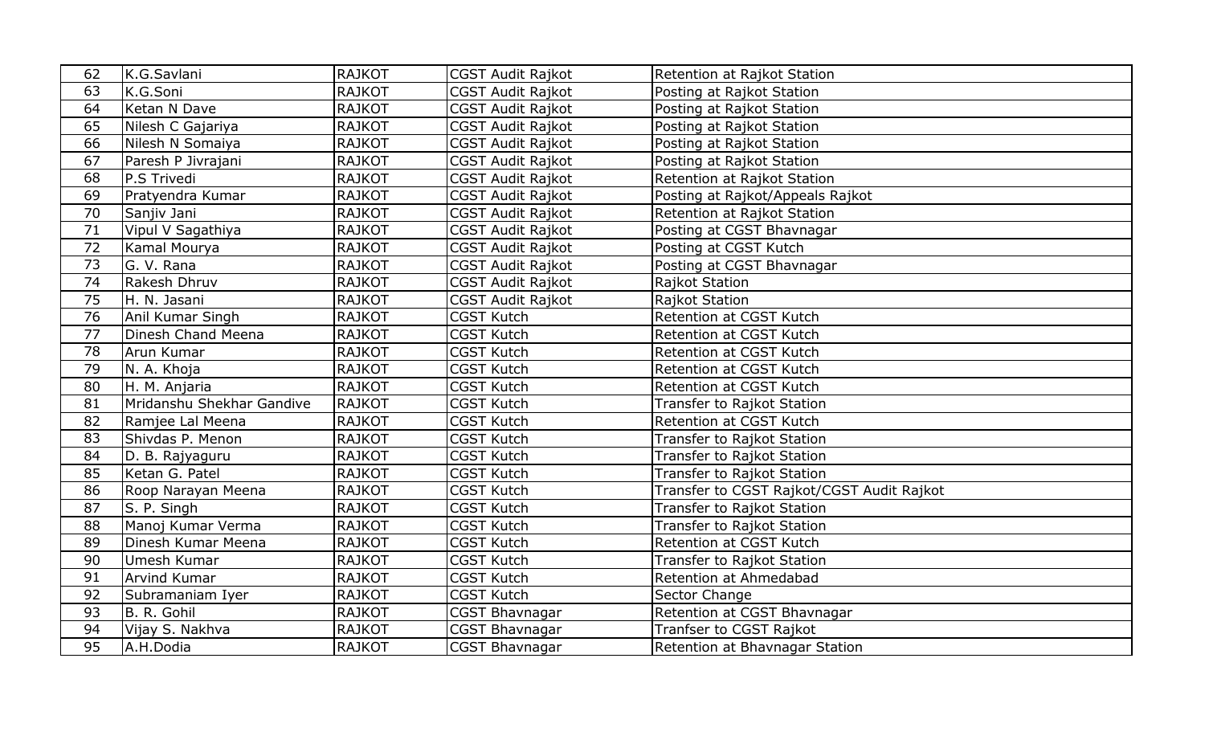| 62 | K.G.Savlani | RAJKOT | CGST Audit Rajkot | Retention at Rajkot Station |
|---|---|---|---|---|
| 63 | K.G.Soni | RAJKOT | CGST Audit Rajkot | Posting at Rajkot Station |
| 64 | Ketan N Dave | RAJKOT | CGST Audit Rajkot | Posting at Rajkot Station |
| 65 | Nilesh C Gajariya | RAJKOT | CGST Audit Rajkot | Posting at Rajkot Station |
| 66 | Nilesh N Somaiya | RAJKOT | CGST Audit Rajkot | Posting at Rajkot Station |
| 67 | Paresh P Jivrajani | RAJKOT | CGST Audit Rajkot | Posting at Rajkot Station |
| 68 | P.S Trivedi | RAJKOT | CGST Audit Rajkot | Retention at Rajkot Station |
| 69 | Pratyendra Kumar | RAJKOT | CGST Audit Rajkot | Posting at Rajkot/Appeals Rajkot |
| 70 | Sanjiv Jani | RAJKOT | CGST Audit Rajkot | Retention at Rajkot Station |
| 71 | Vipul V Sagathiya | RAJKOT | CGST Audit Rajkot | Posting at CGST Bhavnagar |
| 72 | Kamal Mourya | RAJKOT | CGST Audit Rajkot | Posting at CGST Kutch |
| 73 | G. V. Rana | RAJKOT | CGST Audit Rajkot | Posting at CGST Bhavnagar |
| 74 | Rakesh Dhruv | RAJKOT | CGST Audit Rajkot | Rajkot Station |
| 75 | H. N. Jasani | RAJKOT | CGST Audit Rajkot | Rajkot Station |
| 76 | Anil Kumar Singh | RAJKOT | CGST Kutch | Retention at CGST Kutch |
| 77 | Dinesh Chand Meena | RAJKOT | CGST Kutch | Retention at CGST Kutch |
| 78 | Arun Kumar | RAJKOT | CGST Kutch | Retention at CGST Kutch |
| 79 | N. A. Khoja | RAJKOT | CGST Kutch | Retention at CGST Kutch |
| 80 | H. M. Anjaria | RAJKOT | CGST Kutch | Retention at CGST Kutch |
| 81 | Mridanshu Shekhar Gandive | RAJKOT | CGST Kutch | Transfer to Rajkot Station |
| 82 | Ramjee Lal Meena | RAJKOT | CGST Kutch | Retention at CGST Kutch |
| 83 | Shivdas P. Menon | RAJKOT | CGST Kutch | Transfer to Rajkot Station |
| 84 | D. B. Rajyaguru | RAJKOT | CGST Kutch | Transfer to Rajkot Station |
| 85 | Ketan G. Patel | RAJKOT | CGST Kutch | Transfer to Rajkot Station |
| 86 | Roop Narayan Meena | RAJKOT | CGST Kutch | Transfer to CGST Rajkot/CGST Audit Rajkot |
| 87 | S. P. Singh | RAJKOT | CGST Kutch | Transfer to Rajkot Station |
| 88 | Manoj Kumar Verma | RAJKOT | CGST Kutch | Transfer to Rajkot Station |
| 89 | Dinesh Kumar Meena | RAJKOT | CGST Kutch | Retention at CGST Kutch |
| 90 | Umesh Kumar | RAJKOT | CGST Kutch | Transfer to Rajkot Station |
| 91 | Arvind Kumar | RAJKOT | CGST Kutch | Retention at Ahmedabad |
| 92 | Subramaniam Iyer | RAJKOT | CGST Kutch | Sector Change |
| 93 | B. R. Gohil | RAJKOT | CGST Bhavnagar | Retention at CGST Bhavnagar |
| 94 | Vijay S. Nakhva | RAJKOT | CGST Bhavnagar | Tranfser to CGST Rajkot |
| 95 | A.H.Dodia | RAJKOT | CGST Bhavnagar | Retention at Bhavnagar Station |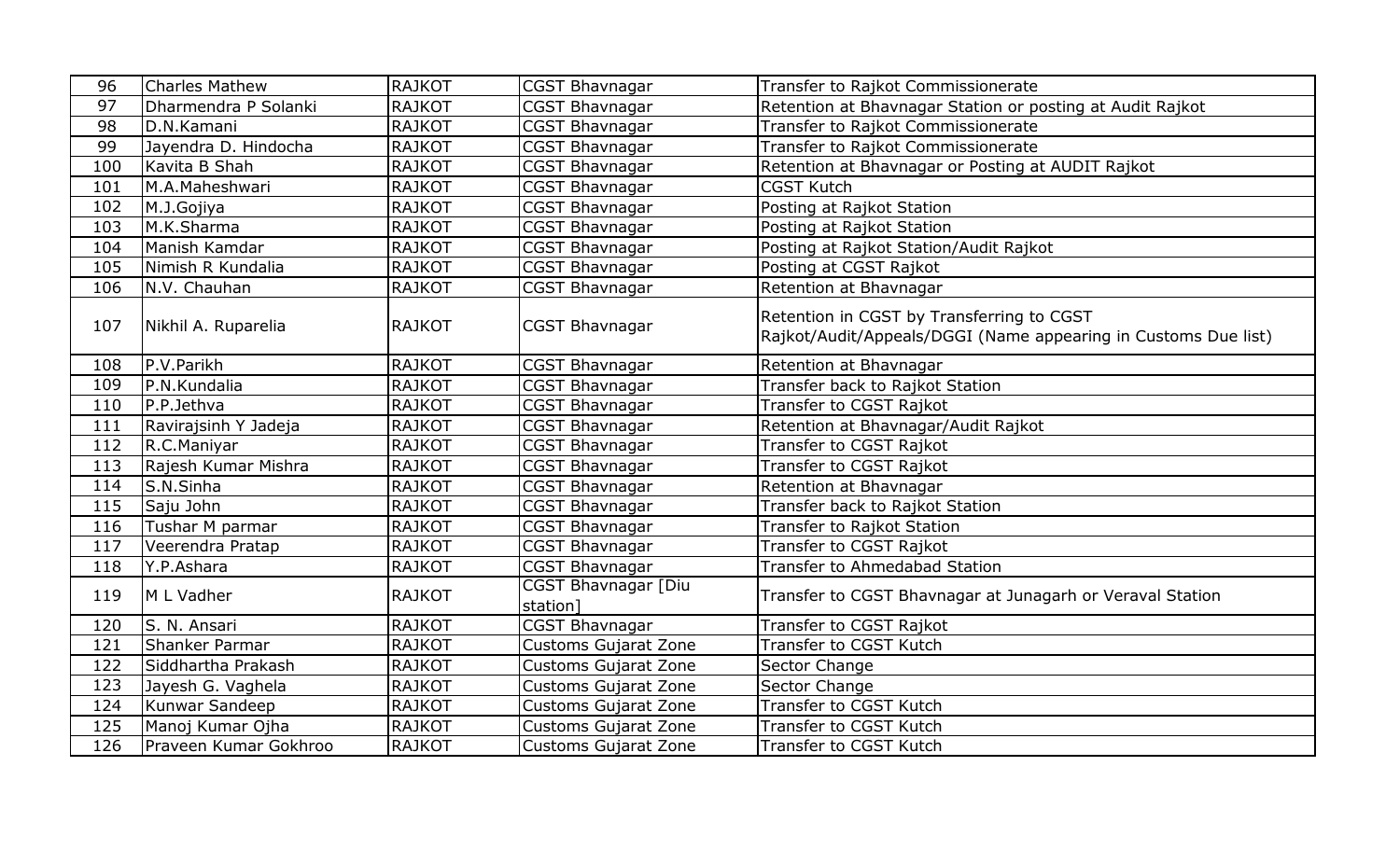| 96 | Charles Mathew | RAJKOT | CGST Bhavnagar | Transfer to Rajkot Commissionerate |
|---|---|---|---|---|
| 97 | Dharmendra P Solanki | RAJKOT | CGST Bhavnagar | Retention at Bhavnagar Station or posting at Audit Rajkot |
| 98 | D.N.Kamani | RAJKOT | CGST Bhavnagar | Transfer to Rajkot Commissionerate |
| 99 | Jayendra D. Hindocha | RAJKOT | CGST Bhavnagar | Transfer to Rajkot Commissionerate |
| 100 | Kavita B Shah | RAJKOT | CGST Bhavnagar | Retention at Bhavnagar or Posting at AUDIT Rajkot |
| 101 | M.A.Maheshwari | RAJKOT | CGST Bhavnagar | CGST Kutch |
| 102 | M.J.Gojiya | RAJKOT | CGST Bhavnagar | Posting at Rajkot Station |
| 103 | M.K.Sharma | RAJKOT | CGST Bhavnagar | Posting at Rajkot Station |
| 104 | Manish Kamdar | RAJKOT | CGST Bhavnagar | Posting at Rajkot Station/Audit Rajkot |
| 105 | Nimish R Kundalia | RAJKOT | CGST Bhavnagar | Posting at CGST Rajkot |
| 106 | N.V. Chauhan | RAJKOT | CGST Bhavnagar | Retention at Bhavnagar |
| 107 | Nikhil A. Ruparelia | RAJKOT | CGST Bhavnagar | Retention in CGST by Transferring to CGST Rajkot/Audit/Appeals/DGGI (Name appearing in Customs Due list) |
| 108 | P.V.Parikh | RAJKOT | CGST Bhavnagar | Retention at Bhavnagar |
| 109 | P.N.Kundalia | RAJKOT | CGST Bhavnagar | Transfer back to Rajkot Station |
| 110 | P.P.Jethva | RAJKOT | CGST Bhavnagar | Transfer to CGST Rajkot |
| 111 | Ravirajsinh Y Jadeja | RAJKOT | CGST Bhavnagar | Retention at Bhavnagar/Audit Rajkot |
| 112 | R.C.Maniyar | RAJKOT | CGST Bhavnagar | Transfer to CGST Rajkot |
| 113 | Rajesh Kumar Mishra | RAJKOT | CGST Bhavnagar | Transfer to CGST Rajkot |
| 114 | S.N.Sinha | RAJKOT | CGST Bhavnagar | Retention at Bhavnagar |
| 115 | Saju John | RAJKOT | CGST Bhavnagar | Transfer back to Rajkot Station |
| 116 | Tushar M parmar | RAJKOT | CGST Bhavnagar | Transfer to Rajkot Station |
| 117 | Veerendra Pratap | RAJKOT | CGST Bhavnagar | Transfer to CGST Rajkot |
| 118 | Y.P.Ashara | RAJKOT | CGST Bhavnagar | Transfer to Ahmedabad Station |
| 119 | M L Vadher | RAJKOT | CGST Bhavnagar [Diu station] | Transfer to CGST Bhavnagar at Junagarh or Veraval Station |
| 120 | S. N. Ansari | RAJKOT | CGST Bhavnagar | Transfer to CGST Rajkot |
| 121 | Shanker Parmar | RAJKOT | Customs Gujarat Zone | Transfer to CGST Kutch |
| 122 | Siddhartha Prakash | RAJKOT | Customs Gujarat Zone | Sector Change |
| 123 | Jayesh G. Vaghela | RAJKOT | Customs Gujarat Zone | Sector Change |
| 124 | Kunwar Sandeep | RAJKOT | Customs Gujarat Zone | Transfer to CGST Kutch |
| 125 | Manoj Kumar Ojha | RAJKOT | Customs Gujarat Zone | Transfer to CGST Kutch |
| 126 | Praveen Kumar Gokhroo | RAJKOT | Customs Gujarat Zone | Transfer to CGST Kutch |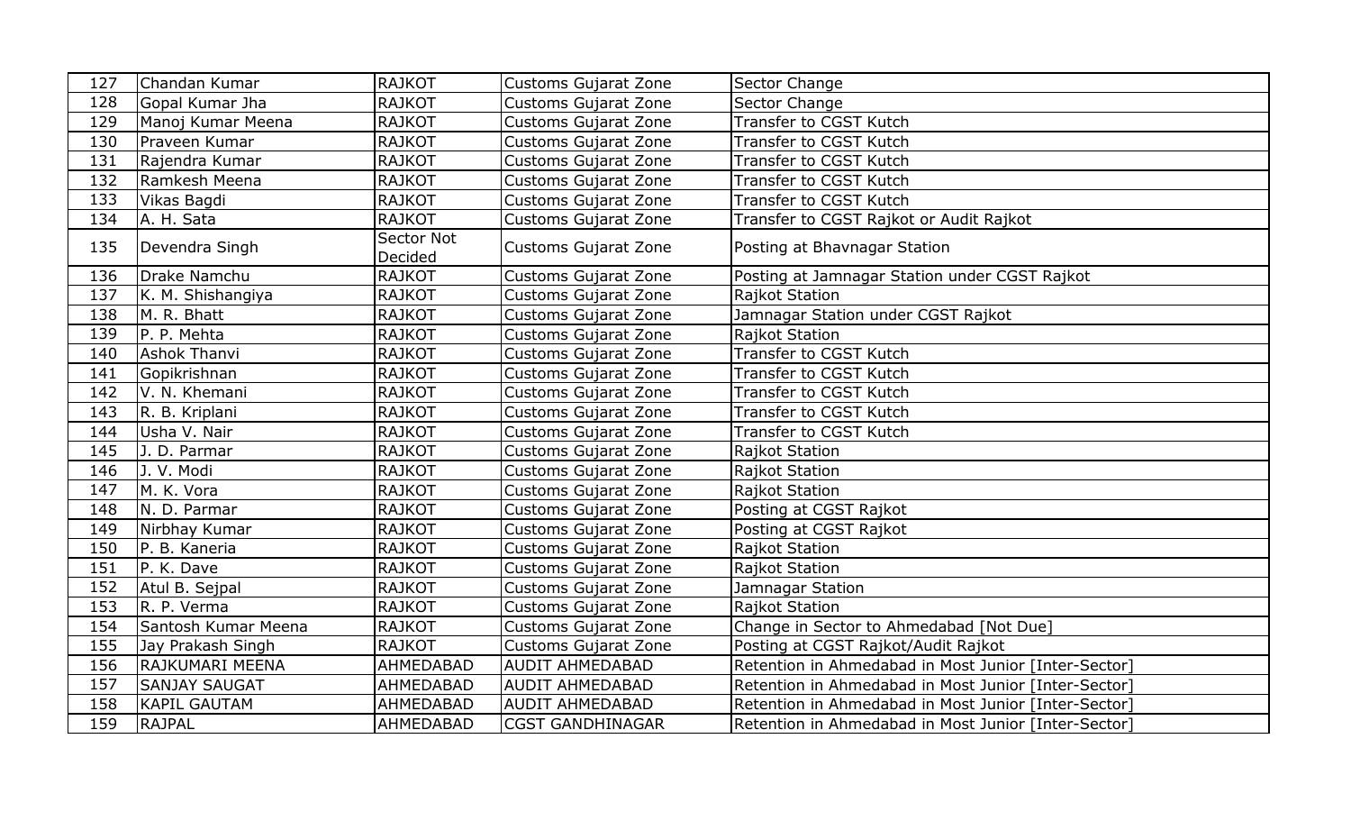| 127 | Chandan Kumar | RAJKOT | Customs Gujarat Zone | Sector Change |
|---|---|---|---|---|
| 128 | Gopal Kumar Jha | RAJKOT | Customs Gujarat Zone | Sector Change |
| 129 | Manoj Kumar Meena | RAJKOT | Customs Gujarat Zone | Transfer to CGST Kutch |
| 130 | Praveen Kumar | RAJKOT | Customs Gujarat Zone | Transfer to CGST Kutch |
| 131 | Rajendra Kumar | RAJKOT | Customs Gujarat Zone | Transfer to CGST Kutch |
| 132 | Ramkesh Meena | RAJKOT | Customs Gujarat Zone | Transfer to CGST Kutch |
| 133 | Vikas Bagdi | RAJKOT | Customs Gujarat Zone | Transfer to CGST Kutch |
| 134 | A. H. Sata | RAJKOT | Customs Gujarat Zone | Transfer to CGST Rajkot or Audit Rajkot |
| 135 | Devendra Singh | Sector Not Decided | Customs Gujarat Zone | Posting at Bhavnagar Station |
| 136 | Drake Namchu | RAJKOT | Customs Gujarat Zone | Posting at Jamnagar Station under CGST Rajkot |
| 137 | K. M. Shishangiya | RAJKOT | Customs Gujarat Zone | Rajkot Station |
| 138 | M. R. Bhatt | RAJKOT | Customs Gujarat Zone | Jamnagar Station under CGST Rajkot |
| 139 | P. P. Mehta | RAJKOT | Customs Gujarat Zone | Rajkot Station |
| 140 | Ashok Thanvi | RAJKOT | Customs Gujarat Zone | Transfer to CGST Kutch |
| 141 | Gopikrishnan | RAJKOT | Customs Gujarat Zone | Transfer to CGST Kutch |
| 142 | V. N. Khemani | RAJKOT | Customs Gujarat Zone | Transfer to CGST Kutch |
| 143 | R. B. Kriplani | RAJKOT | Customs Gujarat Zone | Transfer to CGST Kutch |
| 144 | Usha V. Nair | RAJKOT | Customs Gujarat Zone | Transfer to CGST Kutch |
| 145 | J. D. Parmar | RAJKOT | Customs Gujarat Zone | Rajkot Station |
| 146 | J. V. Modi | RAJKOT | Customs Gujarat Zone | Rajkot Station |
| 147 | M. K. Vora | RAJKOT | Customs Gujarat Zone | Rajkot Station |
| 148 | N. D. Parmar | RAJKOT | Customs Gujarat Zone | Posting at CGST Rajkot |
| 149 | Nirbhay Kumar | RAJKOT | Customs Gujarat Zone | Posting at CGST Rajkot |
| 150 | P. B. Kaneria | RAJKOT | Customs Gujarat Zone | Rajkot Station |
| 151 | P. K. Dave | RAJKOT | Customs Gujarat Zone | Rajkot Station |
| 152 | Atul B. Sejpal | RAJKOT | Customs Gujarat Zone | Jamnagar Station |
| 153 | R. P. Verma | RAJKOT | Customs Gujarat Zone | Rajkot Station |
| 154 | Santosh Kumar Meena | RAJKOT | Customs Gujarat Zone | Change in Sector to Ahmedabad [Not Due] |
| 155 | Jay Prakash Singh | RAJKOT | Customs Gujarat Zone | Posting at CGST Rajkot/Audit Rajkot |
| 156 | RAJKUMARI MEENA | AHMEDABAD | AUDIT AHMEDABAD | Retention in Ahmedabad in Most Junior [Inter-Sector] |
| 157 | SANJAY SAUGAT | AHMEDABAD | AUDIT AHMEDABAD | Retention in Ahmedabad in Most Junior [Inter-Sector] |
| 158 | KAPIL GAUTAM | AHMEDABAD | AUDIT AHMEDABAD | Retention in Ahmedabad in Most Junior [Inter-Sector] |
| 159 | RAJPAL | AHMEDABAD | CGST GANDHINAGAR | Retention in Ahmedabad in Most Junior [Inter-Sector] |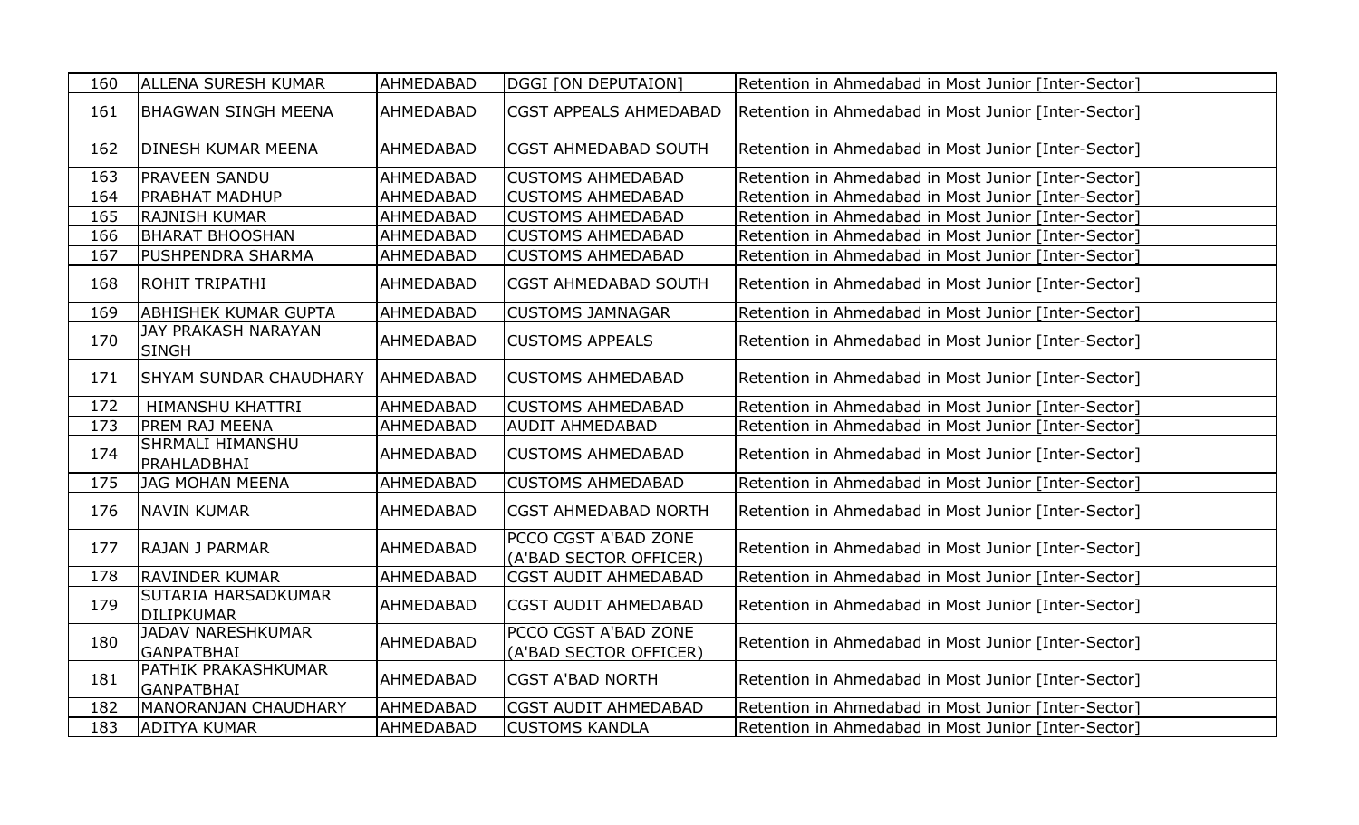| 160 | ALLENA SURESH KUMAR | AHMEDABAD | DGGI [ON DEPUTAION] | Retention in Ahmedabad in Most Junior [Inter-Sector] |
|---|---|---|---|---|
| 161 | BHAGWAN SINGH MEENA | AHMEDABAD | CGST APPEALS AHMEDABAD | Retention in Ahmedabad in Most Junior [Inter-Sector] |
| 162 | DINESH KUMAR MEENA | AHMEDABAD | CGST AHMEDABAD SOUTH | Retention in Ahmedabad in Most Junior [Inter-Sector] |
| 163 | PRAVEEN SANDU | AHMEDABAD | CUSTOMS AHMEDABAD | Retention in Ahmedabad in Most Junior [Inter-Sector] |
| 164 | PRABHAT MADHUP | AHMEDABAD | CUSTOMS AHMEDABAD | Retention in Ahmedabad in Most Junior [Inter-Sector] |
| 165 | RAJNISH KUMAR | AHMEDABAD | CUSTOMS AHMEDABAD | Retention in Ahmedabad in Most Junior [Inter-Sector] |
| 166 | BHARAT BHOOSHAN | AHMEDABAD | CUSTOMS AHMEDABAD | Retention in Ahmedabad in Most Junior [Inter-Sector] |
| 167 | PUSHPENDRA SHARMA | AHMEDABAD | CUSTOMS AHMEDABAD | Retention in Ahmedabad in Most Junior [Inter-Sector] |
| 168 | ROHIT TRIPATHI | AHMEDABAD | CGST AHMEDABAD SOUTH | Retention in Ahmedabad in Most Junior [Inter-Sector] |
| 169 | ABHISHEK KUMAR GUPTA | AHMEDABAD | CUSTOMS JAMNAGAR | Retention in Ahmedabad in Most Junior [Inter-Sector] |
| 170 | JAY PRAKASH NARAYAN SINGH | AHMEDABAD | CUSTOMS APPEALS | Retention in Ahmedabad in Most Junior [Inter-Sector] |
| 171 | SHYAM SUNDAR CHAUDHARY | AHMEDABAD | CUSTOMS AHMEDABAD | Retention in Ahmedabad in Most Junior [Inter-Sector] |
| 172 | HIMANSHU KHATTRI | AHMEDABAD | CUSTOMS AHMEDABAD | Retention in Ahmedabad in Most Junior [Inter-Sector] |
| 173 | PREM RAJ MEENA | AHMEDABAD | AUDIT AHMEDABAD | Retention in Ahmedabad in Most Junior [Inter-Sector] |
| 174 | SHRMALI HIMANSHU PRAHLADBHAI | AHMEDABAD | CUSTOMS AHMEDABAD | Retention in Ahmedabad in Most Junior [Inter-Sector] |
| 175 | JAG MOHAN MEENA | AHMEDABAD | CUSTOMS AHMEDABAD | Retention in Ahmedabad in Most Junior [Inter-Sector] |
| 176 | NAVIN KUMAR | AHMEDABAD | CGST AHMEDABAD NORTH | Retention in Ahmedabad in Most Junior [Inter-Sector] |
| 177 | RAJAN J PARMAR | AHMEDABAD | PCCO CGST A'BAD ZONE (A'BAD SECTOR OFFICER) | Retention in Ahmedabad in Most Junior [Inter-Sector] |
| 178 | RAVINDER KUMAR | AHMEDABAD | CGST AUDIT AHMEDABAD | Retention in Ahmedabad in Most Junior [Inter-Sector] |
| 179 | SUTARIA HARSADKUMAR DILIPKUMAR | AHMEDABAD | CGST AUDIT AHMEDABAD | Retention in Ahmedabad in Most Junior [Inter-Sector] |
| 180 | JADAV NARESHKUMAR GANPATBHAI | AHMEDABAD | PCCO CGST A'BAD ZONE (A'BAD SECTOR OFFICER) | Retention in Ahmedabad in Most Junior [Inter-Sector] |
| 181 | PATHIK PRAKASHKUMAR GANPATBHAI | AHMEDABAD | CGST A'BAD NORTH | Retention in Ahmedabad in Most Junior [Inter-Sector] |
| 182 | MANORANJAN CHAUDHARY | AHMEDABAD | CGST AUDIT AHMEDABAD | Retention in Ahmedabad in Most Junior [Inter-Sector] |
| 183 | ADITYA KUMAR | AHMEDABAD | CUSTOMS KANDLA | Retention in Ahmedabad in Most Junior [Inter-Sector] |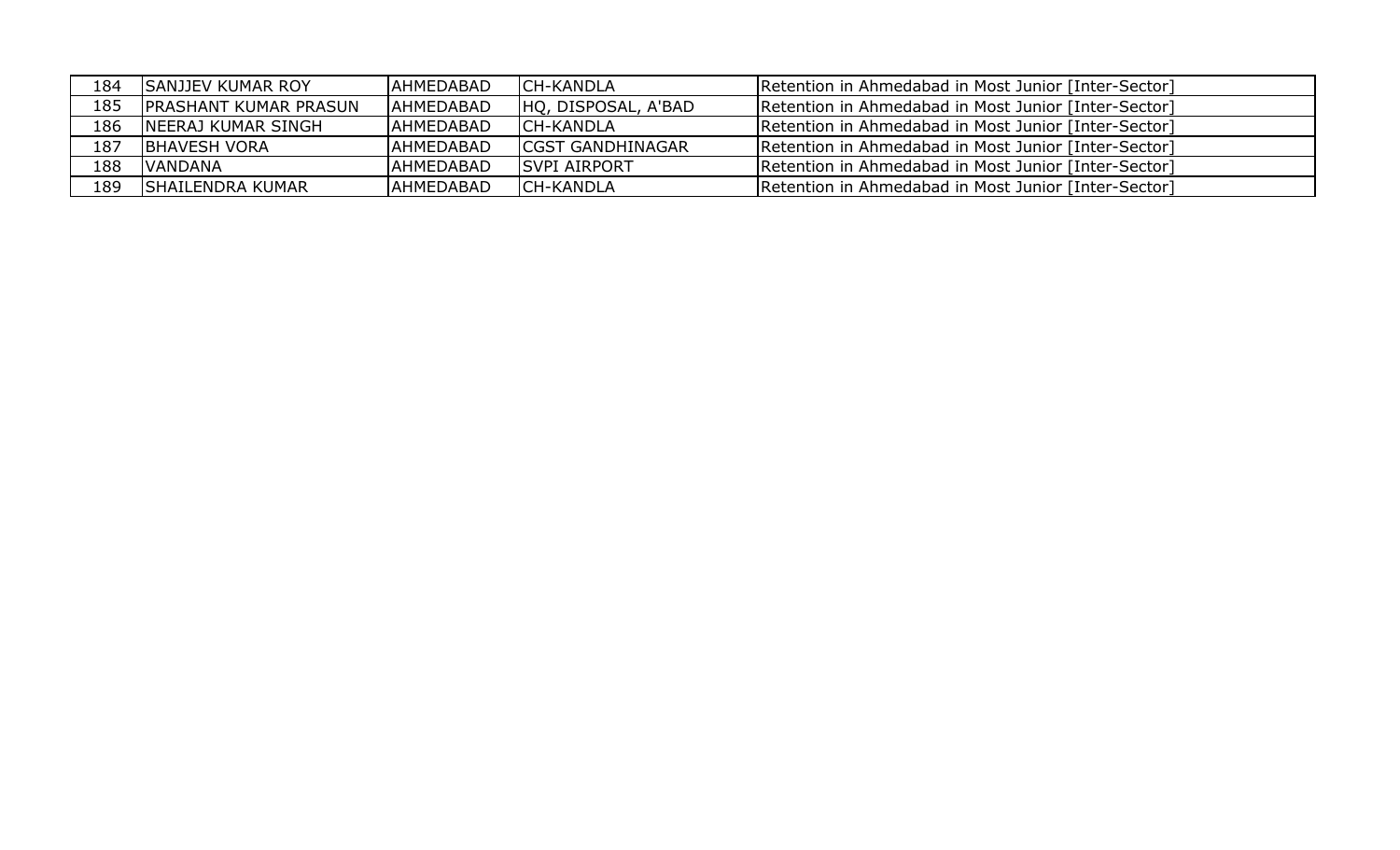| | | | | |
|---|---|---|---|---|
| 184 | SANJJEV KUMAR ROY | AHMEDABAD | CH-KANDLA | Retention in Ahmedabad in Most Junior [Inter-Sector] |
| 185 | PRASHANT KUMAR PRASUN | AHMEDABAD | HQ, DISPOSAL, A'BAD | Retention in Ahmedabad in Most Junior [Inter-Sector] |
| 186 | NEERAJ KUMAR SINGH | AHMEDABAD | CH-KANDLA | Retention in Ahmedabad in Most Junior [Inter-Sector] |
| 187 | BHAVESH VORA | AHMEDABAD | CGST GANDHINAGAR | Retention in Ahmedabad in Most Junior [Inter-Sector] |
| 188 | VANDANA | AHMEDABAD | SVPI AIRPORT | Retention in Ahmedabad in Most Junior [Inter-Sector] |
| 189 | SHAILENDRA KUMAR | AHMEDABAD | CH-KANDLA | Retention in Ahmedabad in Most Junior [Inter-Sector] |